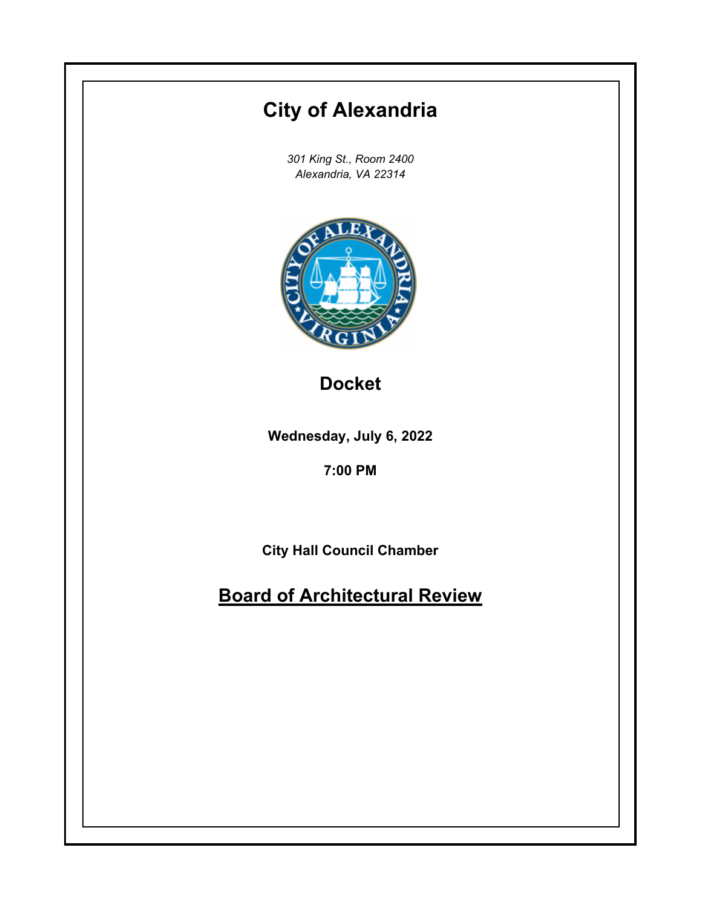# City of Alexandria

*301 King St., Room 2400*
*Alexandria, VA 22314*

## Docket

**Wednesday, July 6, 2022**

**7:00 PM**

**City Hall Council Chamber**

## Board of Architectural Review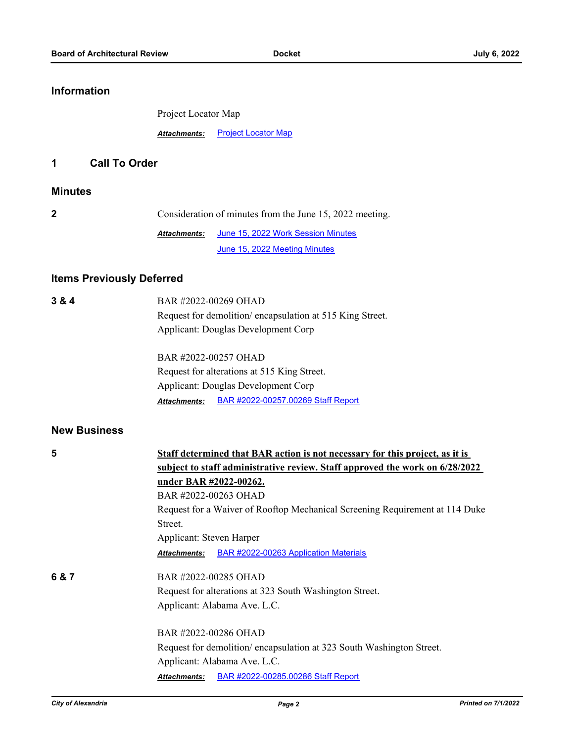## Information

Project Locator Map

***Attachments:*** Project Locator Map

## 1 Call To Order

## Minutes

**2**

Consideration of minutes from the June 15, 2022 meeting.

***Attachments:*** June 15, 2022 Work Session Minutes
June 15, 2022 Meeting Minutes

## Items Previously Deferred

**3 & 4**

BAR #2022-00269 OHAD
Request for demolition/ encapsulation at 515 King Street.
Applicant: Douglas Development Corp

BAR #2022-00257 OHAD
Request for alterations at 515 King Street.
Applicant: Douglas Development Corp

***Attachments:*** BAR #2022-00257.00269 Staff Report

## New Business

**5**

**Staff determined that BAR action is not necessary for this project, as it is subject to staff administrative review. Staff approved the work on 6/28/2022 under BAR #2022-00262.**

BAR #2022-00263 OHAD
Request for a Waiver of Rooftop Mechanical Screening Requirement at 114 Duke Street.
Applicant: Steven Harper

***Attachments:*** BAR #2022-00263 Application Materials

**6 & 7**

BAR #2022-00285 OHAD
Request for alterations at 323 South Washington Street.
Applicant: Alabama Ave. L.C.

BAR #2022-00286 OHAD
Request for demolition/ encapsulation at 323 South Washington Street.
Applicant: Alabama Ave. L.C.

***Attachments:*** BAR #2022-00285.00286 Staff Report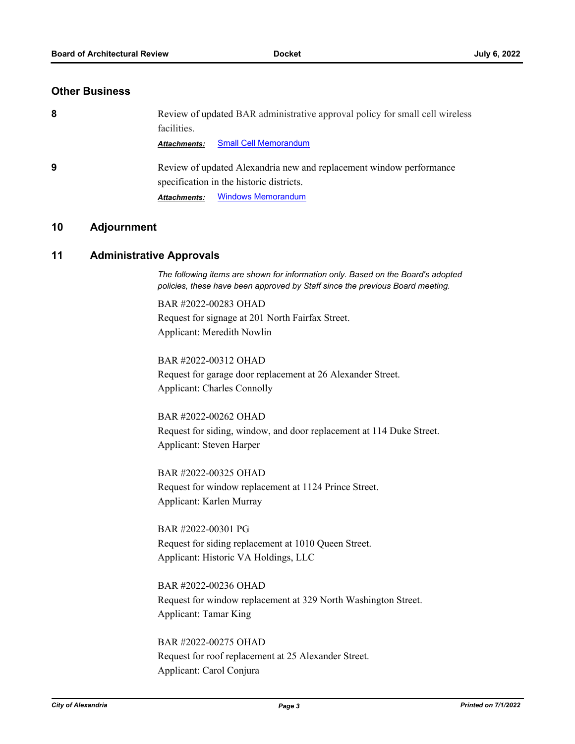## Other Business

**8** Review of updated BAR administrative approval policy for small cell wireless facilities.

***Attachments:*** Small Cell Memorandum

**9** Review of updated Alexandria new and replacement window performance specification in the historic districts.

***Attachments:*** Windows Memorandum

## 10 Adjournment

## 11 Administrative Approvals

*The following items are shown for information only. Based on the Board's adopted policies, these have been approved by Staff since the previous Board meeting.*

BAR #2022-00283 OHAD
Request for signage at 201 North Fairfax Street.
Applicant: Meredith Nowlin

BAR #2022-00312 OHAD
Request for garage door replacement at 26 Alexander Street.
Applicant: Charles Connolly

BAR #2022-00262 OHAD
Request for siding, window, and door replacement at 114 Duke Street.
Applicant: Steven Harper

BAR #2022-00325 OHAD
Request for window replacement at 1124 Prince Street.
Applicant: Karlen Murray

BAR #2022-00301 PG
Request for siding replacement at 1010 Queen Street.
Applicant: Historic VA Holdings, LLC

BAR #2022-00236 OHAD
Request for window replacement at 329 North Washington Street.
Applicant: Tamar King

BAR #2022-00275 OHAD
Request for roof replacement at 25 Alexander Street.
Applicant: Carol Conjura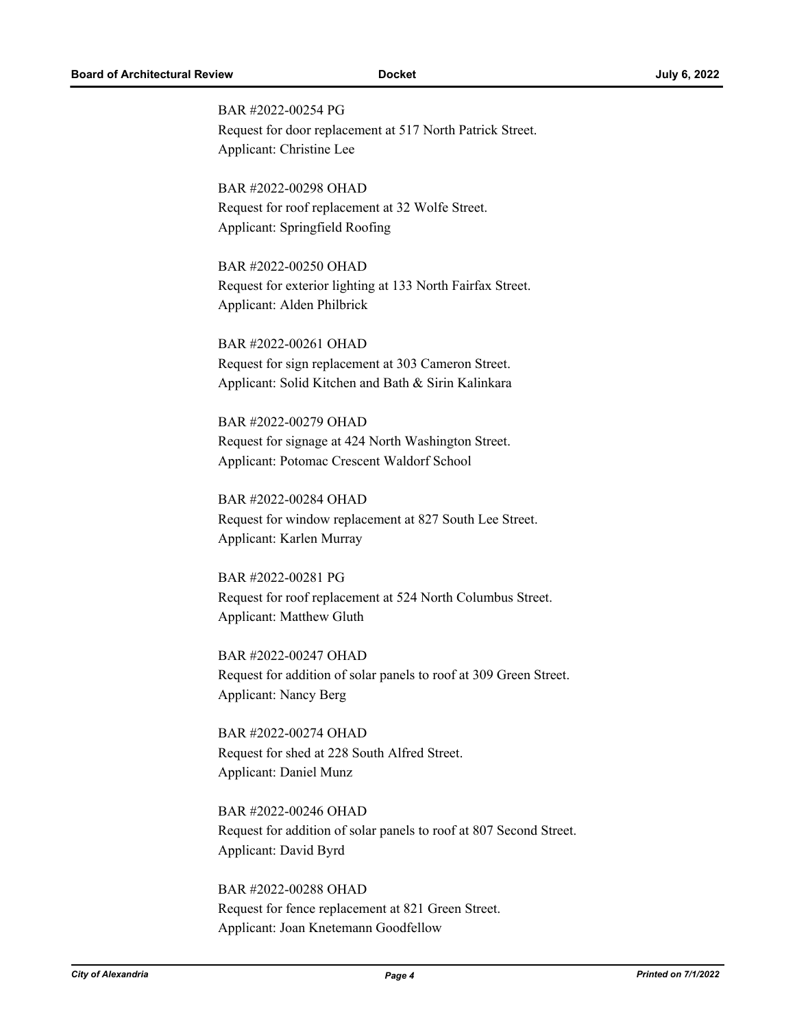BAR #2022-00254 PG
Request for door replacement at 517 North Patrick Street.
Applicant: Christine Lee

BAR #2022-00298 OHAD
Request for roof replacement at 32 Wolfe Street.
Applicant: Springfield Roofing

BAR #2022-00250 OHAD
Request for exterior lighting at 133 North Fairfax Street.
Applicant: Alden Philbrick

BAR #2022-00261 OHAD
Request for sign replacement at 303 Cameron Street.
Applicant: Solid Kitchen and Bath & Sirin Kalinkara

BAR #2022-00279 OHAD
Request for signage at 424 North Washington Street.
Applicant: Potomac Crescent Waldorf School

BAR #2022-00284 OHAD
Request for window replacement at 827 South Lee Street.
Applicant: Karlen Murray

BAR #2022-00281 PG
Request for roof replacement at 524 North Columbus Street.
Applicant: Matthew Gluth

BAR #2022-00247 OHAD
Request for addition of solar panels to roof at 309 Green Street.
Applicant: Nancy Berg

BAR #2022-00274 OHAD
Request for shed at 228 South Alfred Street.
Applicant: Daniel Munz

BAR #2022-00246 OHAD
Request for addition of solar panels to roof at 807 Second Street.
Applicant: David Byrd

BAR #2022-00288 OHAD
Request for fence replacement at 821 Green Street.
Applicant: Joan Knetemann Goodfellow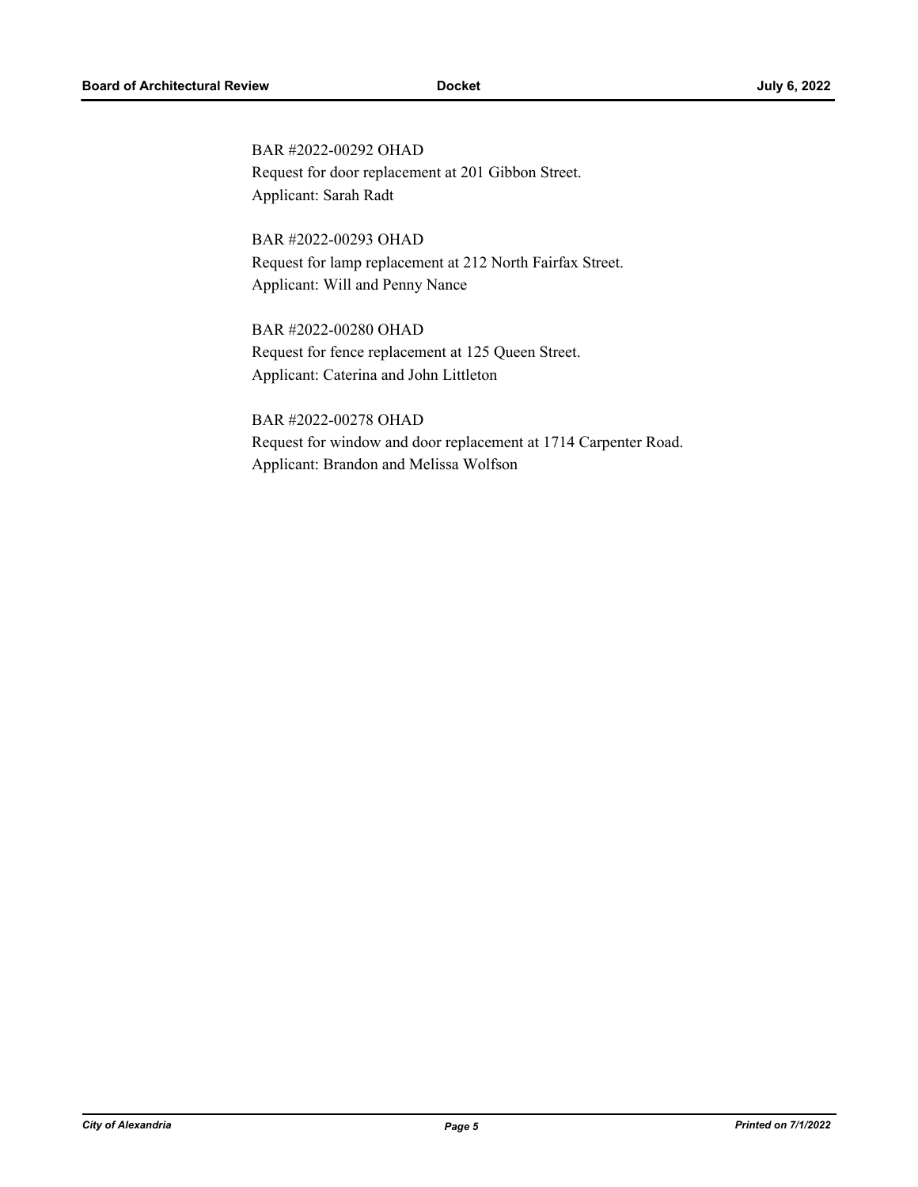BAR #2022-00292 OHAD
Request for door replacement at 201 Gibbon Street.
Applicant: Sarah Radt

BAR #2022-00293 OHAD
Request for lamp replacement at 212 North Fairfax Street.
Applicant: Will and Penny Nance

BAR #2022-00280 OHAD
Request for fence replacement at 125 Queen Street.
Applicant: Caterina and John Littleton

BAR #2022-00278 OHAD
Request for window and door replacement at 1714 Carpenter Road.
Applicant: Brandon and Melissa Wolfson